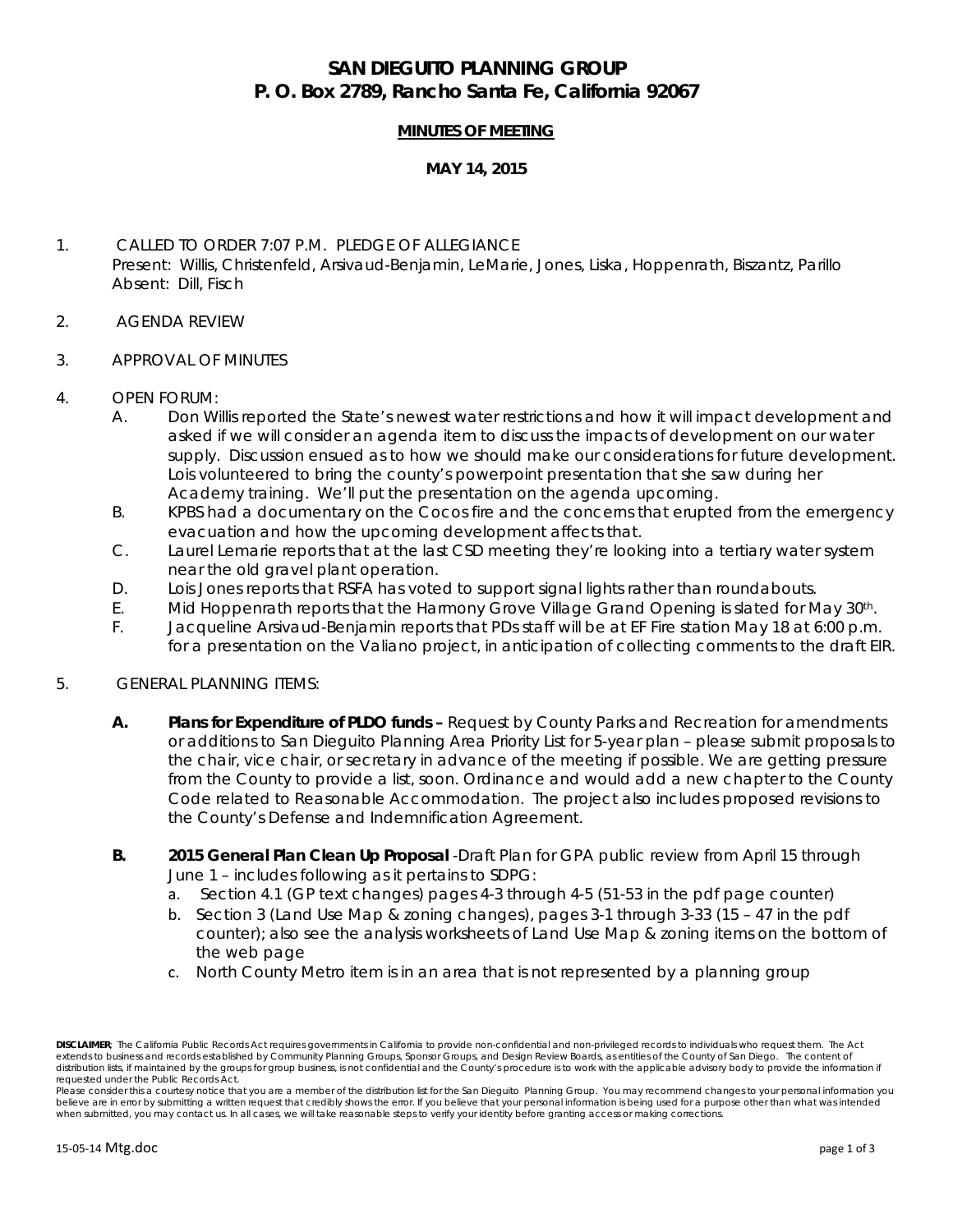# SAN DIEGUITO PLANNING GROUP
# P. O. Box 2789, Rancho Santa Fe, California 92067

**MINUTES OF MEETING**

**MAY 14, 2015**

1. CALLED TO ORDER 7:07 P.M. PLEDGE OF ALLEGIANCE
   Present: Willis, Christenfeld, Arsivaud-Benjamin, LeMarie, Jones, Liska, Hoppenrath, Biszantz, Parillo
   Absent: Dill, Fisch

2. AGENDA REVIEW

3. APPROVAL OF MINUTES

4. OPEN FORUM:
   - A. Don Willis reported the State's newest water restrictions and how it will impact development and asked if we will consider an agenda item to discuss the impacts of development on our water supply. Discussion ensued as to how we should make our considerations for future development. Lois volunteered to bring the county's powerpoint presentation that she saw during her Academy training. We'll put the presentation on the agenda upcoming.
   - B. KPBS had a documentary on the Cocos fire and the concerns that erupted from the emergency evacuation and how the upcoming development affects that.
   - C. Laurel Lemarie reports that at the last CSD meeting they're looking into a tertiary water system near the old gravel plant operation.
   - D. Lois Jones reports that RSFA has voted to support signal lights rather than roundabouts.
   - E. Mid Hoppenrath reports that the Harmony Grove Village Grand Opening is slated for May 30th.
   - F. Jacqueline Arsivaud-Benjamin reports that PDs staff will be at EF Fire station May 18 at 6:00 p.m. for a presentation on the Valiano project, in anticipation of collecting comments to the draft EIR.

5. GENERAL PLANNING ITEMS:

   - **A. Plans for Expenditure of PLDO funds –** Request by County Parks and Recreation for amendments or additions to San Dieguito Planning Area Priority List for 5-year plan – please submit proposals to the chair, vice chair, or secretary in advance of the meeting if possible. We are getting pressure from the County to provide a list, soon. Ordinance and would add a new chapter to the County Code related to Reasonable Accommodation. The project also includes proposed revisions to the County's Defense and Indemnification Agreement.

   - **B. 2015 General Plan Clean Up Proposal** -Draft Plan for GPA public review from April 15 through June 1 – includes following as it pertains to SDPG:
     - a. Section 4.1 (GP text changes) pages 4-3 through 4-5 (51-53 in the pdf page counter)
     - b. Section 3 (Land Use Map & zoning changes), pages 3-1 through 3-33 (15 – 47 in the pdf counter); also see the analysis worksheets of Land Use Map & zoning items on the bottom of the web page
     - c. North County Metro item is in an area that is not represented by a planning group

**DISCLAIMER**: The California Public Records Act requires governments in California to provide non-confidential and non-privileged records to individuals who request them. The Act extends to business and records established by Community Planning Groups, Sponsor Groups, and Design Review Boards, as entities of the County of San Diego. The content of distribution lists, if maintained by the groups for group business, is not confidential and the County's procedure is to work with the applicable advisory body to provide the information if requested under the Public Records Act.
Please consider this a courtesy notice that you are a member of the distribution list for the San Dieguito Planning Group. You may recommend changes to your personal information you believe are in error by submitting a written request that credibly shows the error. If you believe that your personal information is being used for a purpose other than what was intended when submitted, you may contact us. In all cases, we will take reasonable steps to verify your identity before granting access or making corrections.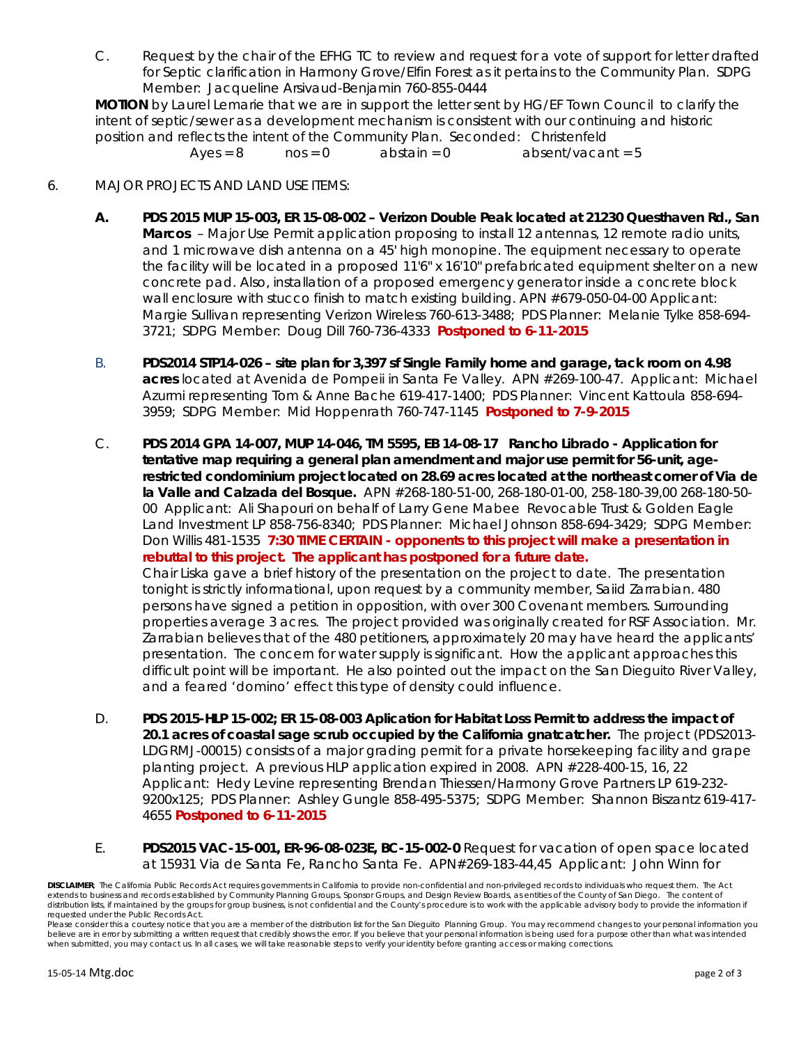C. Request by the chair of the EFHG TC to review and request for a vote of support for letter drafted for Septic clarification in Harmony Grove/Elfin Forest as it pertains to the Community Plan. SDPG Member: Jacqueline Arsivaud-Benjamin 760-855-0444

**MOTION** by Laurel Lemarie that we are in support the letter sent by HG/EF Town Council to clarify the intent of septic/sewer as a development mechanism is consistent with our continuing and historic position and reflects the intent of the Community Plan. Seconded: Christenfeld

Ayes = 8 nos = 0 abstain = 0 absent/vacant = 5

6. MAJOR PROJECTS AND LAND USE ITEMS:

**A. PDS 2015 MUP 15-003, ER 15-08-002 – Verizon Double Peak located at 21230 Questhaven Rd., San Marcos** – Major Use Permit application proposing to install 12 antennas, 12 remote radio units, and 1 microwave dish antenna on a 45' high monopine. The equipment necessary to operate the facility will be located in a proposed 11'6" x 16'10" prefabricated equipment shelter on a new concrete pad. Also, installation of a proposed emergency generator inside a concrete block wall enclosure with stucco finish to match existing building. APN #679-050-04-00 Applicant: Margie Sullivan representing Verizon Wireless 760-613-3488; PDS Planner: Melanie Tylke 858-694-3721; SDPG Member: Doug Dill 760-736-4333 **Postponed to 6-11-2015**

B. **PDS2014 STP14-026 – site plan for 3,397 sf Single Family home and garage, tack room on 4.98 acres** located at Avenida de Pompeii in Santa Fe Valley. APN #269-100-47. Applicant: Michael Azurmi representing Tom & Anne Bache 619-417-1400; PDS Planner: Vincent Kattoula 858-694-3959; SDPG Member: Mid Hoppenrath 760-747-1145 **Postponed to 7-9-2015**

C. **PDS 2014 GPA 14-007, MUP 14-046, TM 5595, EB 14-08-17 Rancho Librado - Application for tentative map requiring a general plan amendment and major use permit for 56-unit, age-restricted condominium project located on 28.69 acres located at the northeast corner of Via de la Valle and Calzada del Bosque.** APN #268-180-51-00, 268-180-01-00, 258-180-39,00 268-180-50-00 Applicant: Ali Shapouri on behalf of Larry Gene Mabee Revocable Trust & Golden Eagle Land Investment LP 858-756-8340; PDS Planner: Michael Johnson 858-694-3429; SDPG Member: Don Willis 481-1535 **7:30 TIME CERTAIN - opponents to this project will make a presentation in rebuttal to this project. The applicant has postponed for a future date.**

Chair Liska gave a brief history of the presentation on the project to date. The presentation tonight is strictly informational, upon request by a community member, Saiid Zarrabian. 480 persons have signed a petition in opposition, with over 300 Covenant members. Surrounding properties average 3 acres. The project provided was originally created for RSF Association. Mr. Zarrabian believes that of the 480 petitioners, approximately 20 may have heard the applicants' presentation. The concern for water supply is significant. How the applicant approaches this difficult point will be important. He also pointed out the impact on the San Dieguito River Valley, and a feared 'domino' effect this type of density could influence.

D. **PDS 2015-HLP 15-002; ER 15-08-003 Aplication for Habitat Loss Permit to address the impact of 20.1 acres of coastal sage scrub occupied by the California gnatcatcher.** The project (PDS2013-LDGRMJ-00015) consists of a major grading permit for a private horsekeeping facility and grape planting project. A previous HLP application expired in 2008. APN #228-400-15, 16, 22 Applicant: Hedy Levine representing Brendan Thiessen/Harmony Grove Partners LP 619-232-9200x125; PDS Planner: Ashley Gungle 858-495-5375; SDPG Member: Shannon Biszantz 619-417-4655 **Postponed to 6-11-2015**

E. **PDS2015 VAC-15-001, ER-96-08-023E, BC-15-002-0** Request for vacation of open space located at 15931 Via de Santa Fe, Rancho Santa Fe. APN#269-183-44,45 Applicant: John Winn for

**DISCLAIMER**: The California Public Records Act requires governments in California to provide non-confidential and non-privileged records to individuals who request them. The Act extends to business and records established by Community Planning Groups, Sponsor Groups, and Design Review Boards, as entities of the County of San Diego. The content of distribution lists, if maintained by the groups for group business, is not confidential and the County's procedure is to work with the applicable advisory body to provide the information if requested under the Public Records Act.

Please consider this a courtesy notice that you are a member of the distribution list for the San Dieguito Planning Group. You may recommend changes to your personal information you believe are in error by submitting a written request that credibly shows the error. If you believe that your personal information is being used for a purpose other than what was intended when submitted, you may contact us. In all cases, we will take reasonable steps to verify your identity before granting access or making corrections.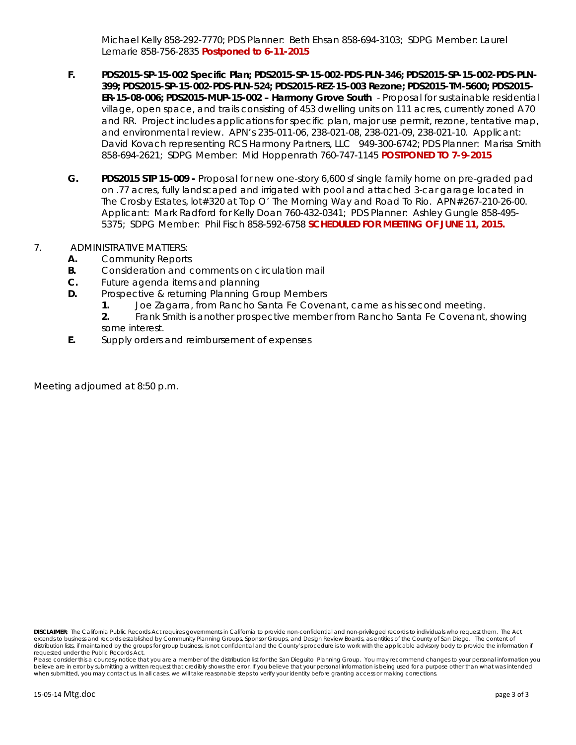Michael Kelly 858-292-7770; PDS Planner: Beth Ehsan 858-694-3103; SDPG Member: Laurel Lemarie 858-756-2835 **Postponed to 6-11-2015**

**F.** **PDS2015-SP-15-002 Specific Plan; PDS2015-SP-15-002-PDS-PLN-346; PDS2015-SP-15-002-PDS-PLN-399; PDS2015-SP-15-002-PDS-PLN-524; PDS2015-REZ-15-003 Rezone; PDS2015-TM-5600; PDS2015-ER-15-08-006; PDS2015-MUP-15-002 – Harmony Grove South** - Proposal for sustainable residential village, open space, and trails consisting of 453 dwelling units on 111 acres, currently zoned A70 and RR. Project includes applications for specific plan, major use permit, rezone, tentative map, and environmental review. APN's 235-011-06, 238-021-08, 238-021-09, 238-021-10. Applicant: David Kovach representing RCS Harmony Partners, LLC 949-300-6742; PDS Planner: Marisa Smith 858-694-2621; SDPG Member: Mid Hoppenrath 760-747-1145 **POSTPONED TO 7-9-2015**

**G.** **PDS2015 STP 15-009 -** Proposal for new one-story 6,600 sf single family home on pre-graded pad on .77 acres, fully landscaped and irrigated with pool and attached 3-car garage located in The Crosby Estates, lot#320 at Top O' The Morning Way and Road To Rio. APN#267-210-26-00. Applicant: Mark Radford for Kelly Doan 760-432-0341; PDS Planner: Ashley Gungle 858-495-5375; SDPG Member: Phil Fisch 858-592-6758 **SCHEDULED FOR MEETING OF JUNE 11, 2015.**

7. ADMINISTRATIVE MATTERS:
   - **A.** Community Reports
   - **B.** Consideration and comments on circulation mail
   - **C.** Future agenda items and planning
   - **D.** Prospective & returning Planning Group Members
     1. Joe Zagarra, from Rancho Santa Fe Covenant, came as his second meeting.
     2. Frank Smith is another prospective member from Rancho Santa Fe Covenant, showing some interest.
   - **E.** Supply orders and reimbursement of expenses

Meeting adjourned at 8:50 p.m.

**DISCLAIMER**: The California Public Records Act requires governments in California to provide non-confidential and non-privileged records to individuals who request them. The Act extends to business and records established by Community Planning Groups, Sponsor Groups, and Design Review Boards, as entities of the County of San Diego. The content of distribution lists, if maintained by the groups for group business, is not confidential and the County's procedure is to work with the applicable advisory body to provide the information if requested under the Public Records Act.
Please consider this a courtesy notice that you are a member of the distribution list for the San Dieguito Planning Group. You may recommend changes to your personal information you believe are in error by submitting a written request that credibly shows the error. If you believe that your personal information is being used for a purpose other than what was intended when submitted, you may contact us. In all cases, we will take reasonable steps to verify your identity before granting access or making corrections.